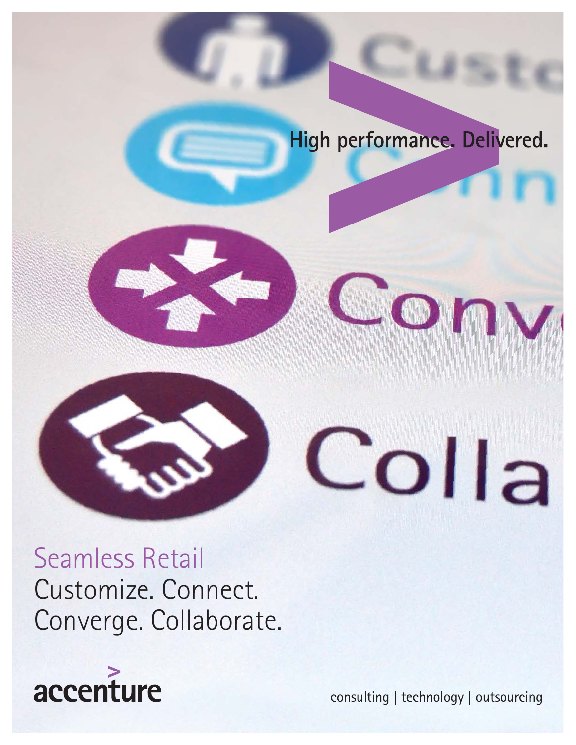High performance. Delivered.

# Seamless Retail

Customize. Connect.
Converge. Collaborate.

accenture

consulting | technology | outsourcing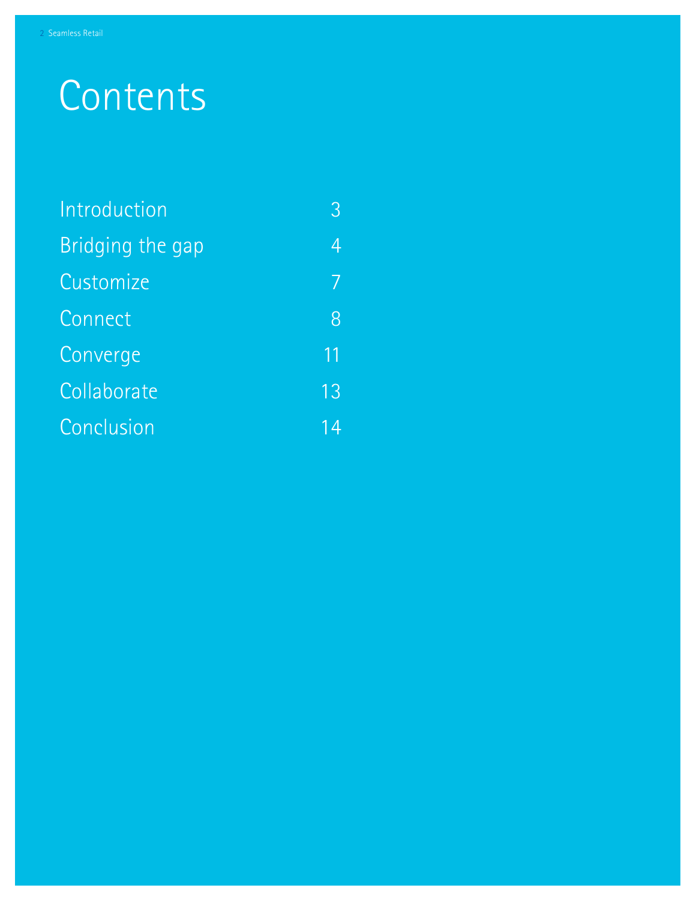# Contents

| | |
|---|---|
| Introduction | 3 |
| Bridging the gap | 4 |
| Customize | 7 |
| Connect | 8 |
| Converge | 11 |
| Collaborate | 13 |
| Conclusion | 14 |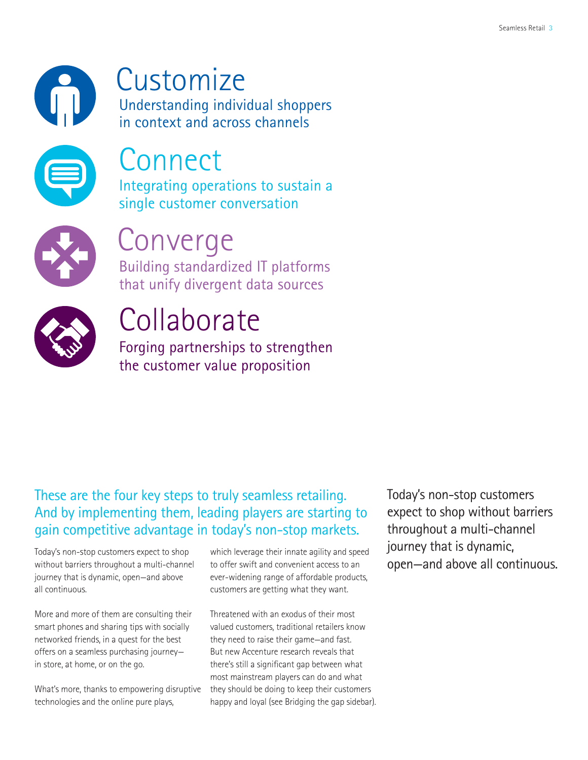## Customize

Understanding individual shoppers in context and across channels

## Connect

Integrating operations to sustain a single customer conversation

## Converge

Building standardized IT platforms that unify divergent data sources

## Collaborate

Forging partnerships to strengthen the customer value proposition

These are the four key steps to truly seamless retailing. And by implementing them, leading players are starting to gain competitive advantage in today's non-stop markets.

Today's non-stop customers expect to shop without barriers throughout a multi-channel journey that is dynamic, open—and above all continuous.

More and more of them are consulting their smart phones and sharing tips with socially networked friends, in a quest for the best offers on a seamless purchasing journey—in store, at home, or on the go.

What's more, thanks to empowering disruptive technologies and the online pure plays, which leverage their innate agility and speed to offer swift and convenient access to an ever-widening range of affordable products, customers are getting what they want.

Threatened with an exodus of their most valued customers, traditional retailers know they need to raise their game—and fast. But new Accenture research reveals that there's still a significant gap between what most mainstream players can do and what they should be doing to keep their customers happy and loyal (see Bridging the gap sidebar).

> Today's non-stop customers expect to shop without barriers throughout a multi-channel journey that is dynamic, open—and above all continuous.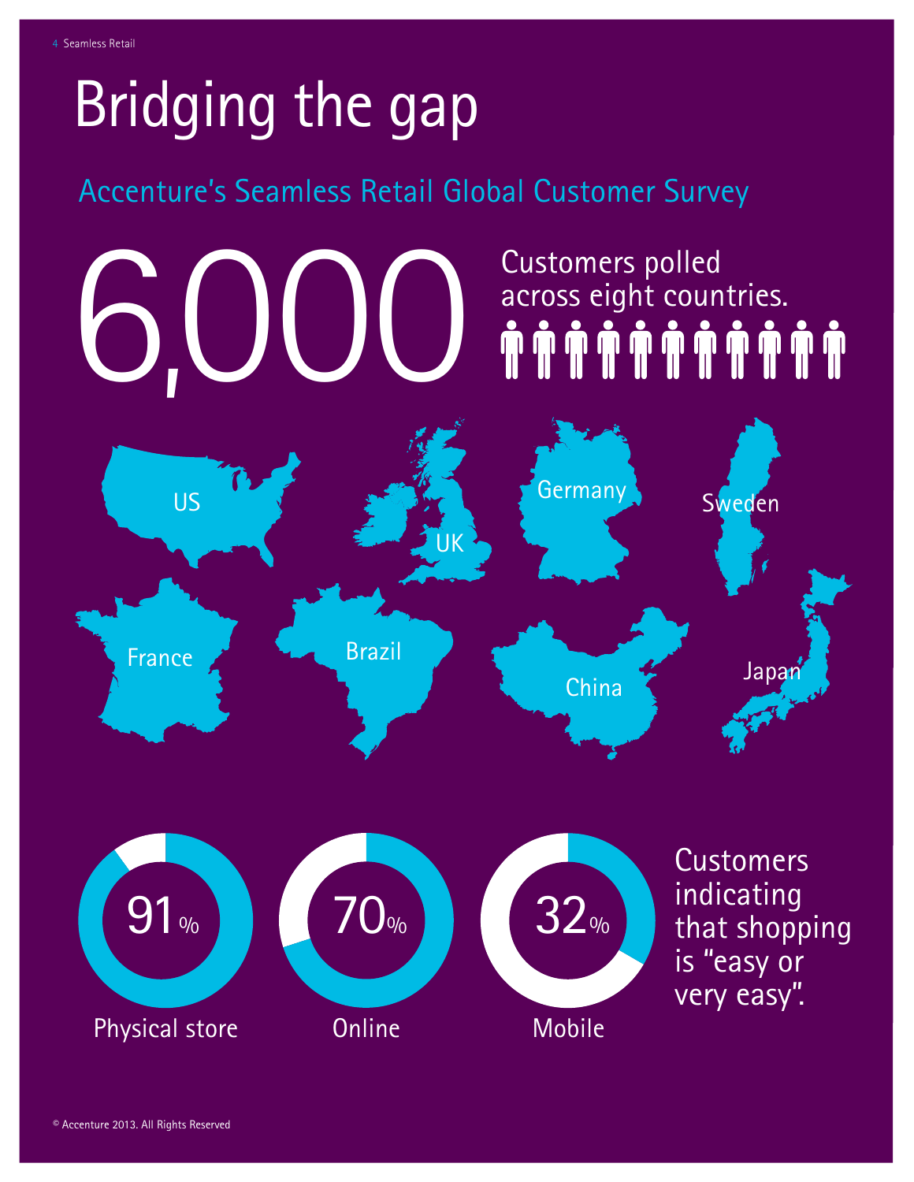# Bridging the gap

## Accenture's Seamless Retail Global Customer Survey

6,000

Customers polled across eight countries.

US

UK

Germany

Sweden

France

Brazil

China

Japan

91% Physical store

70% Online

32% Mobile

Customers indicating that shopping is "easy or very easy".

© Accenture 2013. All Rights Reserved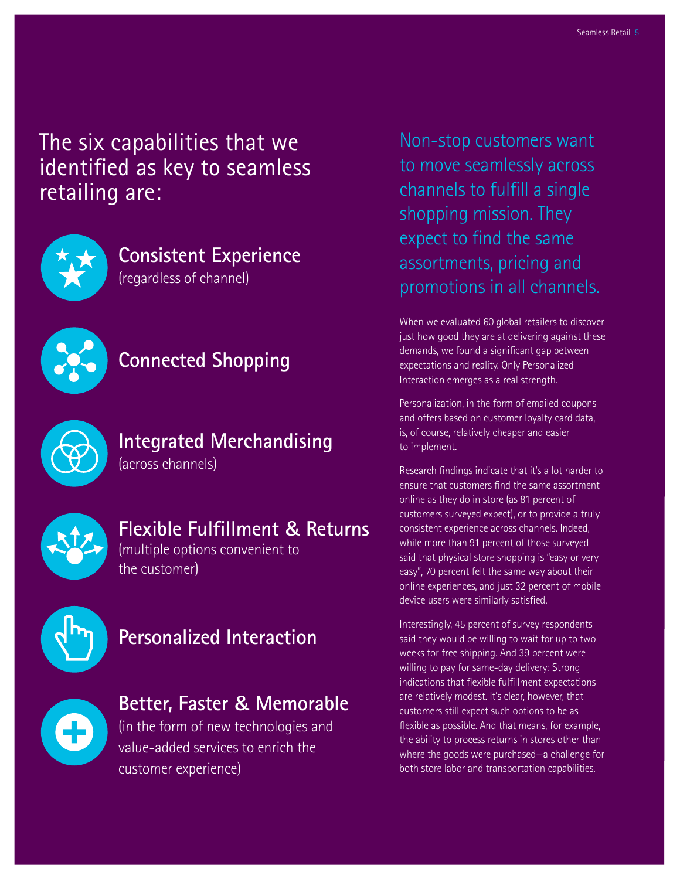## The six capabilities that we identified as key to seamless retailing are:

### Consistent Experience
(regardless of channel)

### Connected Shopping

### Integrated Merchandising
(across channels)

### Flexible Fulfillment & Returns
(multiple options convenient to the customer)

### Personalized Interaction

### Better, Faster & Memorable
(in the form of new technologies and value-added services to enrich the customer experience)

Non-stop customers want to move seamlessly across channels to fulfill a single shopping mission. They expect to find the same assortments, pricing and promotions in all channels.

When we evaluated 60 global retailers to discover just how good they are at delivering against these demands, we found a significant gap between expectations and reality. Only Personalized Interaction emerges as a real strength.

Personalization, in the form of emailed coupons and offers based on customer loyalty card data, is, of course, relatively cheaper and easier to implement.

Research findings indicate that it's a lot harder to ensure that customers find the same assortment online as they do in store (as 81 percent of customers surveyed expect), or to provide a truly consistent experience across channels. Indeed, while more than 91 percent of those surveyed said that physical store shopping is "easy or very easy", 70 percent felt the same way about their online experiences, and just 32 percent of mobile device users were similarly satisfied.

Interestingly, 45 percent of survey respondents said they would be willing to wait for up to two weeks for free shipping. And 39 percent were willing to pay for same-day delivery: Strong indications that flexible fulfillment expectations are relatively modest. It's clear, however, that customers still expect such options to be as flexible as possible. And that means, for example, the ability to process returns in stores other than where the goods were purchased—a challenge for both store labor and transportation capabilities.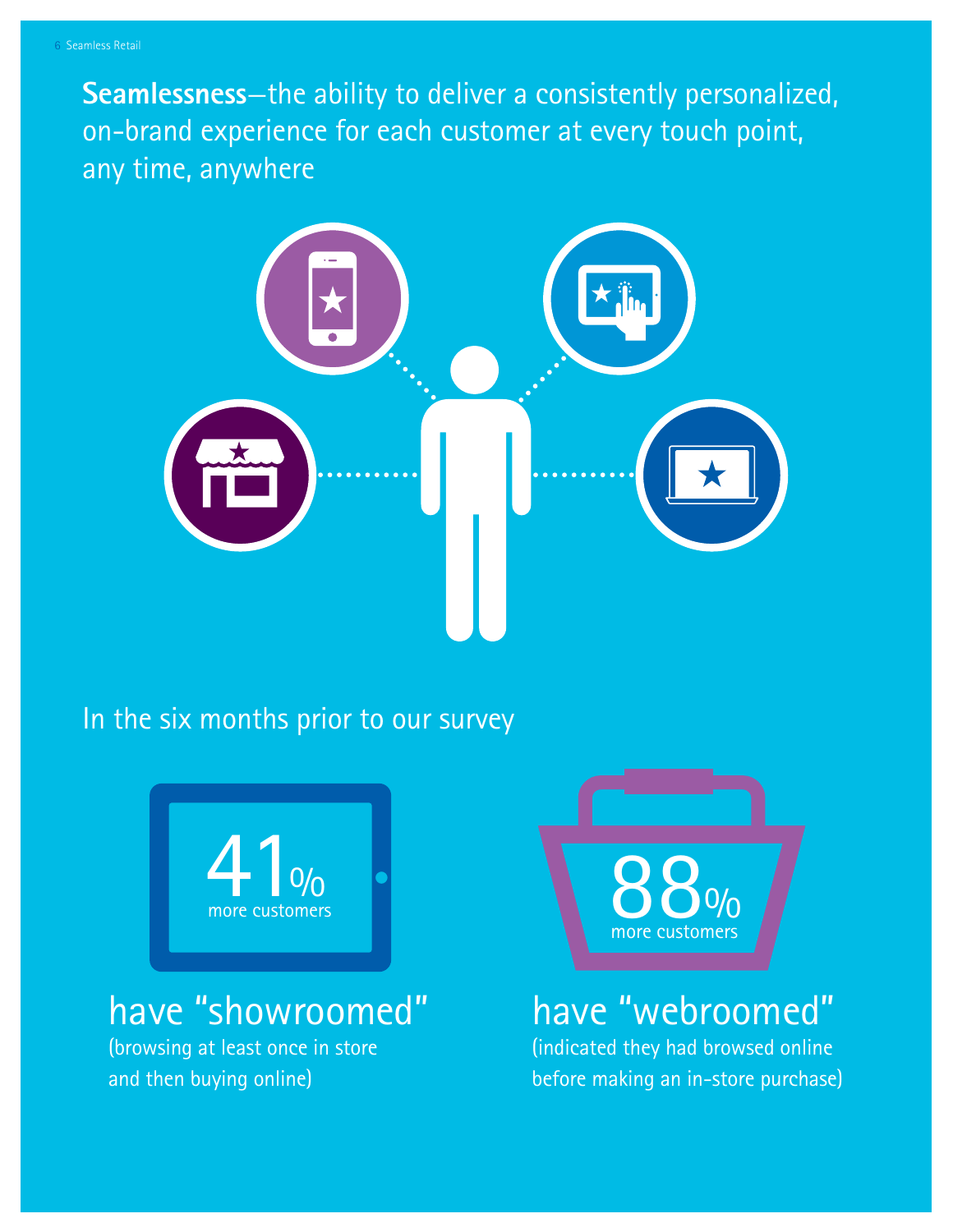**Seamlessness**—the ability to deliver a consistently personalized, on-brand experience for each customer at every touch point, any time, anywhere

In the six months prior to our survey

41% more customers

have "showroomed"

(browsing at least once in store and then buying online)

88% more customers

have "webroomed"

(indicated they had browsed online before making an in-store purchase)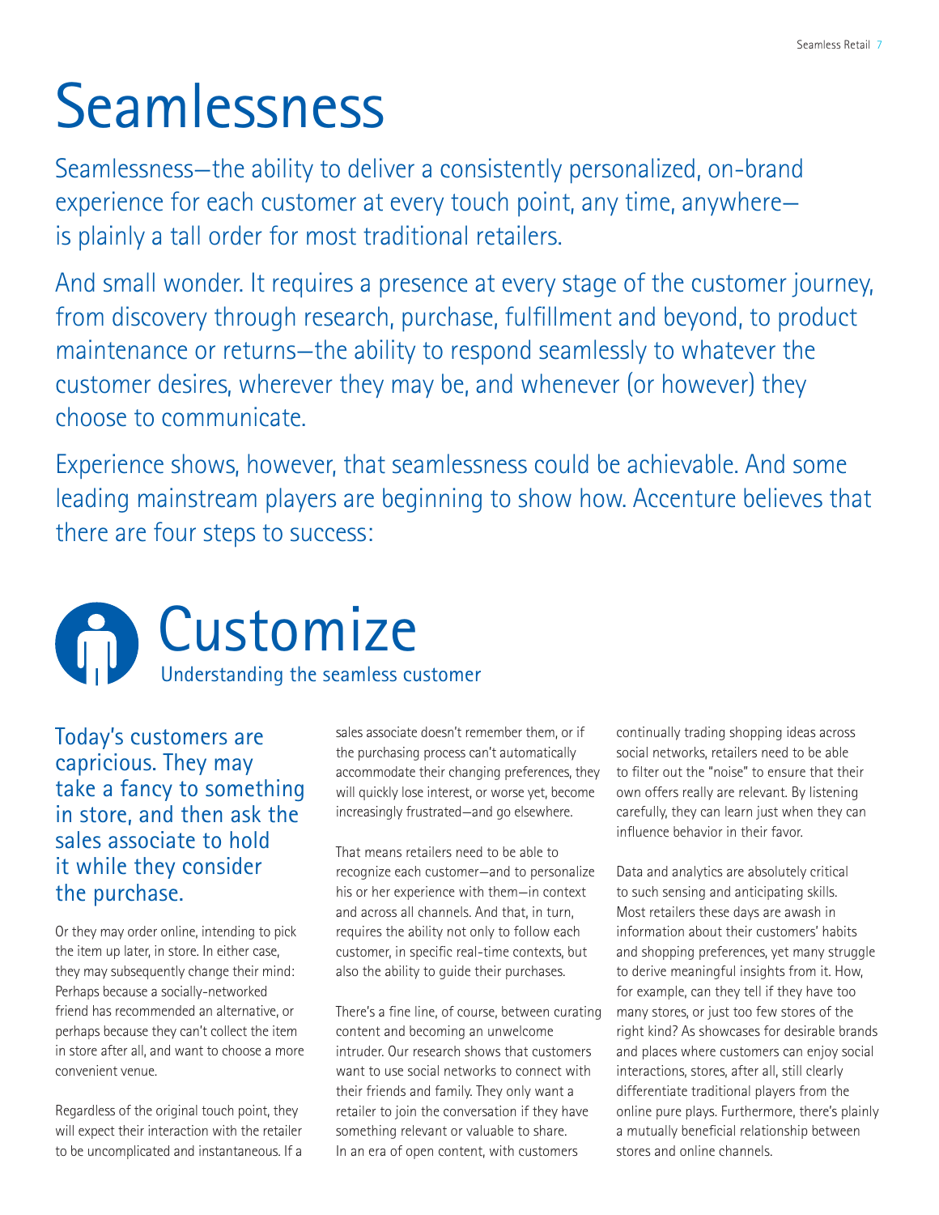# Seamlessness

Seamlessness—the ability to deliver a consistently personalized, on-brand experience for each customer at every touch point, any time, anywhere—is plainly a tall order for most traditional retailers.

And small wonder. It requires a presence at every stage of the customer journey, from discovery through research, purchase, fulfillment and beyond, to product maintenance or returns—the ability to respond seamlessly to whatever the customer desires, wherever they may be, and whenever (or however) they choose to communicate.

Experience shows, however, that seamlessness could be achievable. And some leading mainstream players are beginning to show how. Accenture believes that there are four steps to success:

## Customize

### Understanding the seamless customer

Today's customers are capricious. They may take a fancy to something in store, and then ask the sales associate to hold it while they consider the purchase.

Or they may order online, intending to pick the item up later, in store. In either case, they may subsequently change their mind: Perhaps because a socially-networked friend has recommended an alternative, or perhaps because they can't collect the item in store after all, and want to choose a more convenient venue.

Regardless of the original touch point, they will expect their interaction with the retailer to be uncomplicated and instantaneous. If a sales associate doesn't remember them, or if the purchasing process can't automatically accommodate their changing preferences, they will quickly lose interest, or worse yet, become increasingly frustrated—and go elsewhere.

That means retailers need to be able to recognize each customer—and to personalize his or her experience with them—in context and across all channels. And that, in turn, requires the ability not only to follow each customer, in specific real-time contexts, but also the ability to guide their purchases.

There's a fine line, of course, between curating content and becoming an unwelcome intruder. Our research shows that customers want to use social networks to connect with their friends and family. They only want a retailer to join the conversation if they have something relevant or valuable to share. In an era of open content, with customers continually trading shopping ideas across social networks, retailers need to be able to filter out the "noise" to ensure that their own offers really are relevant. By listening carefully, they can learn just when they can influence behavior in their favor.

Data and analytics are absolutely critical to such sensing and anticipating skills. Most retailers these days are awash in information about their customers' habits and shopping preferences, yet many struggle to derive meaningful insights from it. How, for example, can they tell if they have too many stores, or just too few stores of the right kind? As showcases for desirable brands and places where customers can enjoy social interactions, stores, after all, still clearly differentiate traditional players from the online pure plays. Furthermore, there's plainly a mutually beneficial relationship between stores and online channels.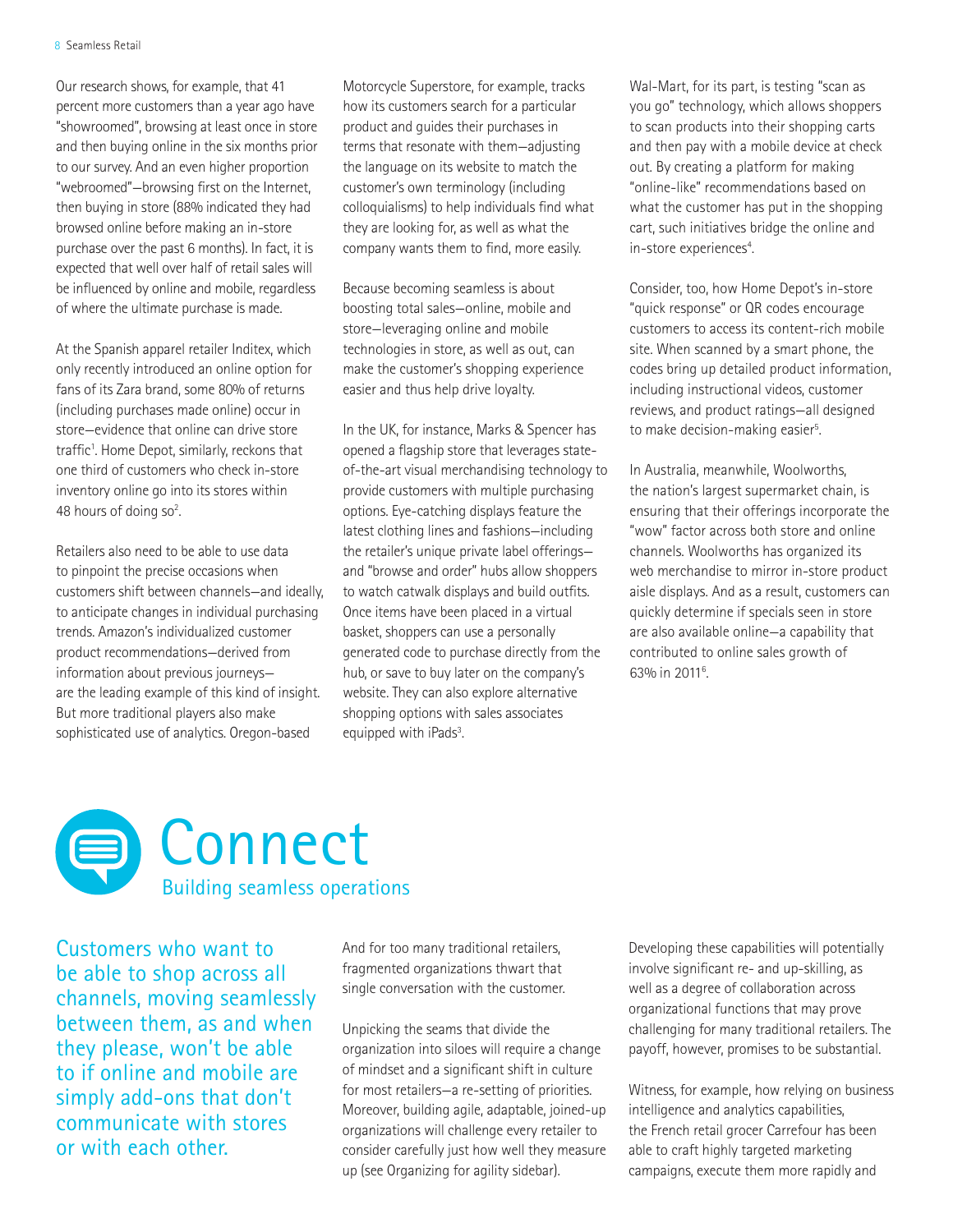Our research shows, for example, that 41 percent more customers than a year ago have "showroomed", browsing at least once in store and then buying online in the six months prior to our survey. And an even higher proportion "webroomed"—browsing first on the Internet, then buying in store (88% indicated they had browsed online before making an in-store purchase over the past 6 months). In fact, it is expected that well over half of retail sales will be influenced by online and mobile, regardless of where the ultimate purchase is made.

At the Spanish apparel retailer Inditex, which only recently introduced an online option for fans of its Zara brand, some 80% of returns (including purchases made online) occur in store—evidence that online can drive store traffic[1]. Home Depot, similarly, reckons that one third of customers who check in-store inventory online go into its stores within 48 hours of doing so[2].

Retailers also need to be able to use data to pinpoint the precise occasions when customers shift between channels—and ideally, to anticipate changes in individual purchasing trends. Amazon's individualized customer product recommendations—derived from information about previous journeys—are the leading example of this kind of insight. But more traditional players also make sophisticated use of analytics. Oregon-based Motorcycle Superstore, for example, tracks how its customers search for a particular product and guides their purchases in terms that resonate with them—adjusting the language on its website to match the customer's own terminology (including colloquialisms) to help individuals find what they are looking for, as well as what the company wants them to find, more easily.

Because becoming seamless is about boosting total sales—online, mobile and store—leveraging online and mobile technologies in store, as well as out, can make the customer's shopping experience easier and thus help drive loyalty.

In the UK, for instance, Marks & Spencer has opened a flagship store that leverages state-of-the-art visual merchandising technology to provide customers with multiple purchasing options. Eye-catching displays feature the latest clothing lines and fashions—including the retailer's unique private label offerings—and "browse and order" hubs allow shoppers to watch catwalk displays and build outfits. Once items have been placed in a virtual basket, shoppers can use a personally generated code to purchase directly from the hub, or save to buy later on the company's website. They can also explore alternative shopping options with sales associates equipped with iPads[3].

Wal-Mart, for its part, is testing "scan as you go" technology, which allows shoppers to scan products into their shopping carts and then pay with a mobile device at check out. By creating a platform for making "online-like" recommendations based on what the customer has put in the shopping cart, such initiatives bridge the online and in-store experiences[4].

Consider, too, how Home Depot's in-store "quick response" or QR codes encourage customers to access its content-rich mobile site. When scanned by a smart phone, the codes bring up detailed product information, including instructional videos, customer reviews, and product ratings—all designed to make decision-making easier[5].

In Australia, meanwhile, Woolworths, the nation's largest supermarket chain, is ensuring that their offerings incorporate the "wow" factor across both store and online channels. Woolworths has organized its web merchandise to mirror in-store product aisle displays. And as a result, customers can quickly determine if specials seen in store are also available online—a capability that contributed to online sales growth of 63% in 2011[6].

# Connect

## Building seamless operations

Customers who want to be able to shop across all channels, moving seamlessly between them, as and when they please, won't be able to if online and mobile are simply add-ons that don't communicate with stores or with each other.

And for too many traditional retailers, fragmented organizations thwart that single conversation with the customer.

Unpicking the seams that divide the organization into siloes will require a change of mindset and a significant shift in culture for most retailers—a re-setting of priorities. Moreover, building agile, adaptable, joined-up organizations will challenge every retailer to consider carefully just how well they measure up (see Organizing for agility sidebar).

Developing these capabilities will potentially involve significant re- and up-skilling, as well as a degree of collaboration across organizational functions that may prove challenging for many traditional retailers. The payoff, however, promises to be substantial.

Witness, for example, how relying on business intelligence and analytics capabilities, the French retail grocer Carrefour has been able to craft highly targeted marketing campaigns, execute them more rapidly and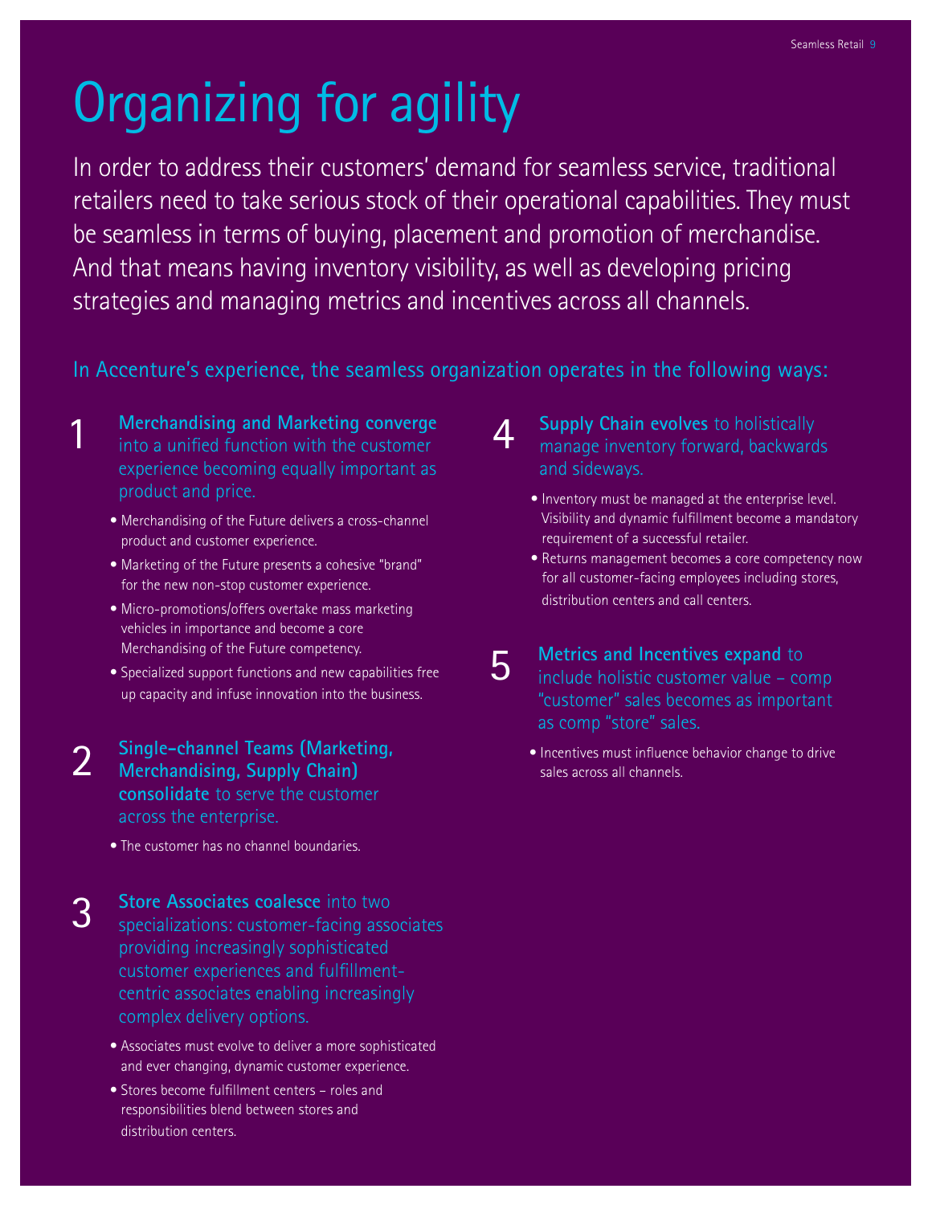# Organizing for agility

In order to address their customers' demand for seamless service, traditional retailers need to take serious stock of their operational capabilities. They must be seamless in terms of buying, placement and promotion of merchandise. And that means having inventory visibility, as well as developing pricing strategies and managing metrics and incentives across all channels.

In Accenture's experience, the seamless organization operates in the following ways:

1. **Merchandising and Marketing converge** into a unified function with the customer experience becoming equally important as product and price.
   - Merchandising of the Future delivers a cross-channel product and customer experience.
   - Marketing of the Future presents a cohesive "brand" for the new non-stop customer experience.
   - Micro-promotions/offers overtake mass marketing vehicles in importance and become a core Merchandising of the Future competency.
   - Specialized support functions and new capabilities free up capacity and infuse innovation into the business.

2. **Single-channel Teams (Marketing, Merchandising, Supply Chain) consolidate** to serve the customer across the enterprise.
   - The customer has no channel boundaries.

3. **Store Associates coalesce** into two specializations: customer-facing associates providing increasingly sophisticated customer experiences and fulfillment-centric associates enabling increasingly complex delivery options.
   - Associates must evolve to deliver a more sophisticated and ever changing, dynamic customer experience.
   - Stores become fulfillment centers – roles and responsibilities blend between stores and distribution centers.

4. **Supply Chain evolves** to holistically manage inventory forward, backwards and sideways.
   - Inventory must be managed at the enterprise level. Visibility and dynamic fulfillment become a mandatory requirement of a successful retailer.
   - Returns management becomes a core competency now for all customer-facing employees including stores, distribution centers and call centers.

5. **Metrics and Incentives expand** to include holistic customer value – comp "customer" sales becomes as important as comp "store" sales.
   - Incentives must influence behavior change to drive sales across all channels.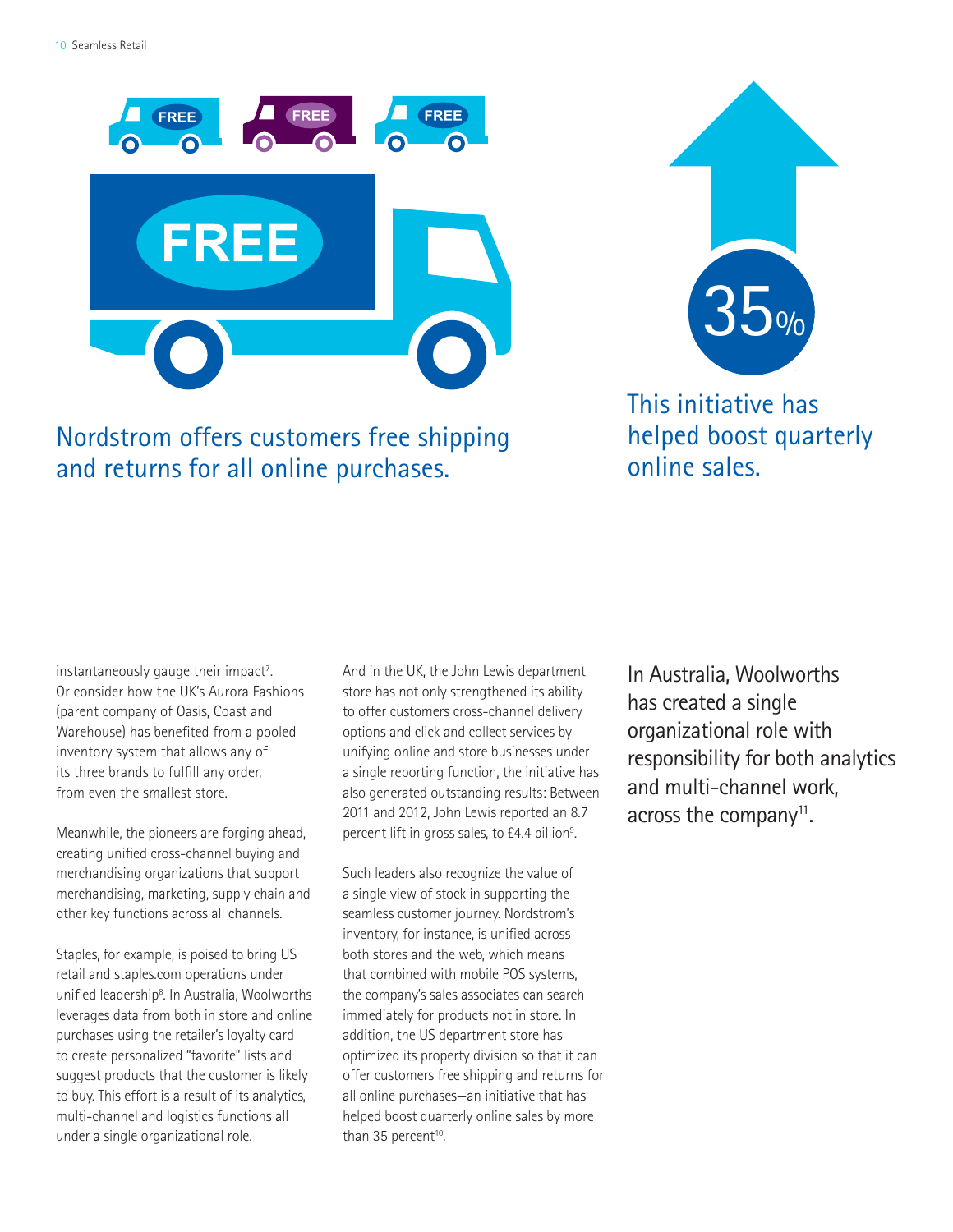Nordstrom offers customers free shipping and returns for all online purchases.

35%

This initiative has helped boost quarterly online sales.

instantaneously gauge their impact[7]. Or consider how the UK's Aurora Fashions (parent company of Oasis, Coast and Warehouse) has benefited from a pooled inventory system that allows any of its three brands to fulfill any order, from even the smallest store.

Meanwhile, the pioneers are forging ahead, creating unified cross-channel buying and merchandising organizations that support merchandising, marketing, supply chain and other key functions across all channels.

Staples, for example, is poised to bring US retail and staples.com operations under unified leadership[8]. In Australia, Woolworths leverages data from both in store and online purchases using the retailer's loyalty card to create personalized "favorite" lists and suggest products that the customer is likely to buy. This effort is a result of its analytics, multi-channel and logistics functions all under a single organizational role.

And in the UK, the John Lewis department store has not only strengthened its ability to offer customers cross-channel delivery options and click and collect services by unifying online and store businesses under a single reporting function, the initiative has also generated outstanding results: Between 2011 and 2012, John Lewis reported an 8.7 percent lift in gross sales, to £4.4 billion[9].

Such leaders also recognize the value of a single view of stock in supporting the seamless customer journey. Nordstrom's inventory, for instance, is unified across both stores and the web, which means that combined with mobile POS systems, the company's sales associates can search immediately for products not in store. In addition, the US department store has optimized its property division so that it can offer customers free shipping and returns for all online purchases—an initiative that has helped boost quarterly online sales by more than 35 percent[10].

In Australia, Woolworths has created a single organizational role with responsibility for both analytics and multi-channel work, across the company[11].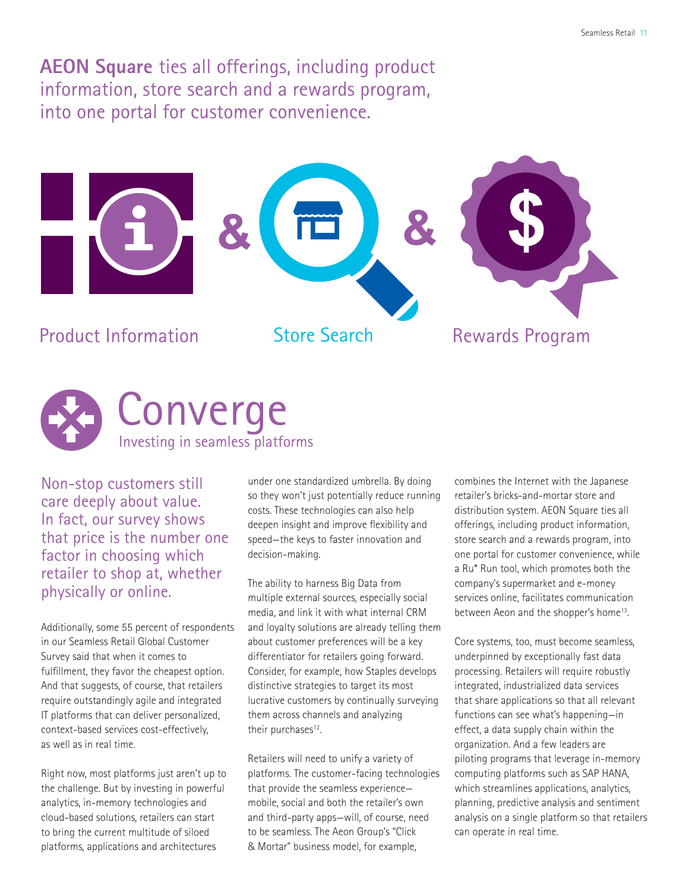**AEON Square** ties all offerings, including product information, store search and a rewards program, into one portal for customer convenience.

Product Information & Store Search & Rewards Program

# Converge

## Investing in seamless platforms

Non-stop customers still care deeply about value. In fact, our survey shows that price is the number one factor in choosing which retailer to shop at, whether physically or online.

Additionally, some 55 percent of respondents in our Seamless Retail Global Customer Survey said that when it comes to fulfillment, they favor the cheapest option. And that suggests, of course, that retailers require outstandingly agile and integrated IT platforms that can deliver personalized, context-based services cost-effectively, as well as in real time.

Right now, most platforms just aren't up to the challenge. But by investing in powerful analytics, in-memory technologies and cloud-based solutions, retailers can start to bring the current multitude of siloed platforms, applications and architectures under one standardized umbrella. By doing so they won't just potentially reduce running costs. These technologies can also help deepen insight and improve flexibility and speed—the keys to faster innovation and decision-making.

The ability to harness Big Data from multiple external sources, especially social media, and link it with what internal CRM and loyalty solutions are already telling them about customer preferences will be a key differentiator for retailers going forward. Consider, for example, how Staples develops distinctive strategies to target its most lucrative customers by continually surveying them across channels and analyzing their purchases[12].

Retailers will need to unify a variety of platforms. The customer-facing technologies that provide the seamless experience—mobile, social and both the retailer's own and third-party apps—will, of course, need to be seamless. The Aeon Group's "Click & Mortar" business model, for example, combines the Internet with the Japanese retailer's bricks-and-mortar store and distribution system. AEON Square ties all offerings, including product information, store search and a rewards program, into one portal for customer convenience, while a Ru* Run tool, which promotes both the company's supermarket and e-money services online, facilitates communication between Aeon and the shopper's home[13].

Core systems, too, must become seamless, underpinned by exceptionally fast data processing. Retailers will require robustly integrated, industrialized data services that share applications so that all relevant functions can see what's happening—in effect, a data supply chain within the organization. And a few leaders are piloting programs that leverage in-memory computing platforms such as SAP HANA, which streamlines applications, analytics, planning, predictive analysis and sentiment analysis on a single platform so that retailers can operate in real time.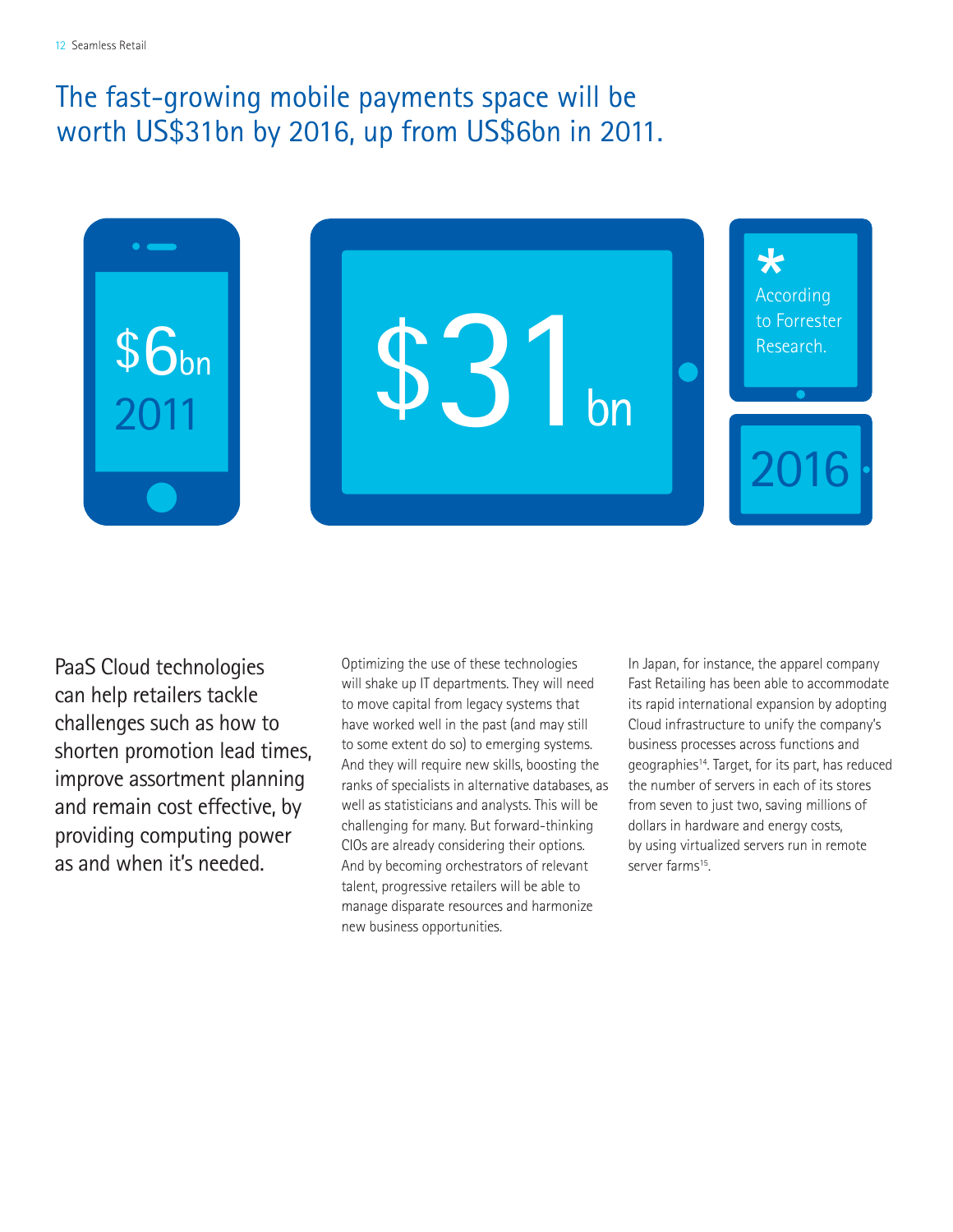## The fast-growing mobile payments space will be worth US$31bn by 2016, up from US$6bn in 2011.

$6bn
2011

$31bn

*
According to Forrester Research.

2016

PaaS Cloud technologies can help retailers tackle challenges such as how to shorten promotion lead times, improve assortment planning and remain cost effective, by providing computing power as and when it's needed.

Optimizing the use of these technologies will shake up IT departments. They will need to move capital from legacy systems that have worked well in the past (and may still to some extent do so) to emerging systems. And they will require new skills, boosting the ranks of specialists in alternative databases, as well as statisticians and analysts. This will be challenging for many. But forward-thinking CIOs are already considering their options. And by becoming orchestrators of relevant talent, progressive retailers will be able to manage disparate resources and harmonize new business opportunities.

In Japan, for instance, the apparel company Fast Retailing has been able to accommodate its rapid international expansion by adopting Cloud infrastructure to unify the company's business processes across functions and geographies[14]. Target, for its part, has reduced the number of servers in each of its stores from seven to just two, saving millions of dollars in hardware and energy costs, by using virtualized servers run in remote server farms[15].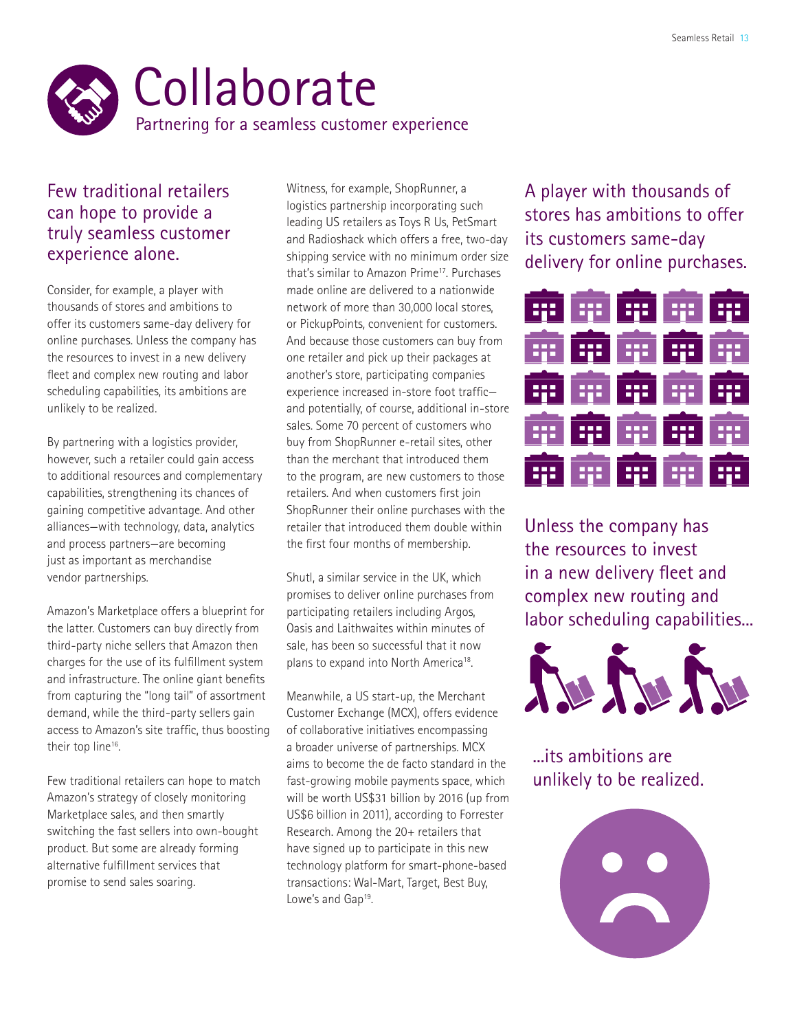# Collaborate

## Partnering for a seamless customer experience

### Few traditional retailers can hope to provide a truly seamless customer experience alone.

Consider, for example, a player with thousands of stores and ambitions to offer its customers same-day delivery for online purchases. Unless the company has the resources to invest in a new delivery fleet and complex new routing and labor scheduling capabilities, its ambitions are unlikely to be realized.

By partnering with a logistics provider, however, such a retailer could gain access to additional resources and complementary capabilities, strengthening its chances of gaining competitive advantage. And other alliances—with technology, data, analytics and process partners—are becoming just as important as merchandise vendor partnerships.

Amazon's Marketplace offers a blueprint for the latter. Customers can buy directly from third-party niche sellers that Amazon then charges for the use of its fulfillment system and infrastructure. The online giant benefits from capturing the "long tail" of assortment demand, while the third-party sellers gain access to Amazon's site traffic, thus boosting their top line[16].

Few traditional retailers can hope to match Amazon's strategy of closely monitoring Marketplace sales, and then smartly switching the fast sellers into own-bought product. But some are already forming alternative fulfillment services that promise to send sales soaring.

Witness, for example, ShopRunner, a logistics partnership incorporating such leading US retailers as Toys R Us, PetSmart and Radioshack which offers a free, two-day shipping service with no minimum order size that's similar to Amazon Prime[17]. Purchases made online are delivered to a nationwide network of more than 30,000 local stores, or PickupPoints, convenient for customers. And because those customers can buy from one retailer and pick up their packages at another's store, participating companies experience increased in-store foot traffic—and potentially, of course, additional in-store sales. Some 70 percent of customers who buy from ShopRunner e-retail sites, other than the merchant that introduced them to the program, are new customers to those retailers. And when customers first join ShopRunner their online purchases with the retailer that introduced them double within the first four months of membership.

Shutl, a similar service in the UK, which promises to deliver online purchases from participating retailers including Argos, Oasis and Laithwaites within minutes of sale, has been so successful that it now plans to expand into North America[18].

Meanwhile, a US start-up, the Merchant Customer Exchange (MCX), offers evidence of collaborative initiatives encompassing a broader universe of partnerships. MCX aims to become the de facto standard in the fast-growing mobile payments space, which will be worth US$31 billion by 2016 (up from US$6 billion in 2011), according to Forrester Research. Among the 20+ retailers that have signed up to participate in this new technology platform for smart-phone-based transactions: Wal-Mart, Target, Best Buy, Lowe's and Gap[19].

A player with thousands of stores has ambitions to offer its customers same-day delivery for online purchases.

Unless the company has the resources to invest in a new delivery fleet and complex new routing and labor scheduling capabilities...

...its ambitions are unlikely to be realized.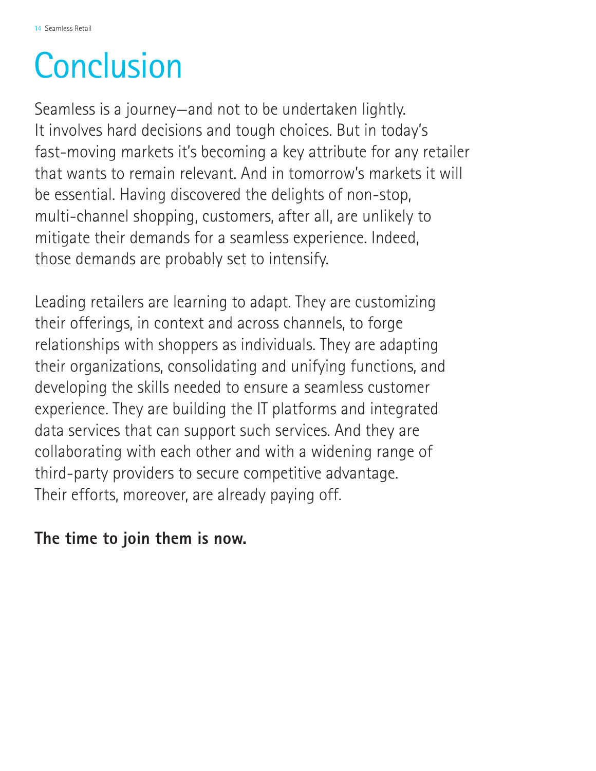# Conclusion

Seamless is a journey—and not to be undertaken lightly. It involves hard decisions and tough choices. But in today's fast-moving markets it's becoming a key attribute for any retailer that wants to remain relevant. And in tomorrow's markets it will be essential. Having discovered the delights of non-stop, multi-channel shopping, customers, after all, are unlikely to mitigate their demands for a seamless experience. Indeed, those demands are probably set to intensify.

Leading retailers are learning to adapt. They are customizing their offerings, in context and across channels, to forge relationships with shoppers as individuals. They are adapting their organizations, consolidating and unifying functions, and developing the skills needed to ensure a seamless customer experience. They are building the IT platforms and integrated data services that can support such services. And they are collaborating with each other and with a widening range of third-party providers to secure competitive advantage. Their efforts, moreover, are already paying off.

**The time to join them is now.**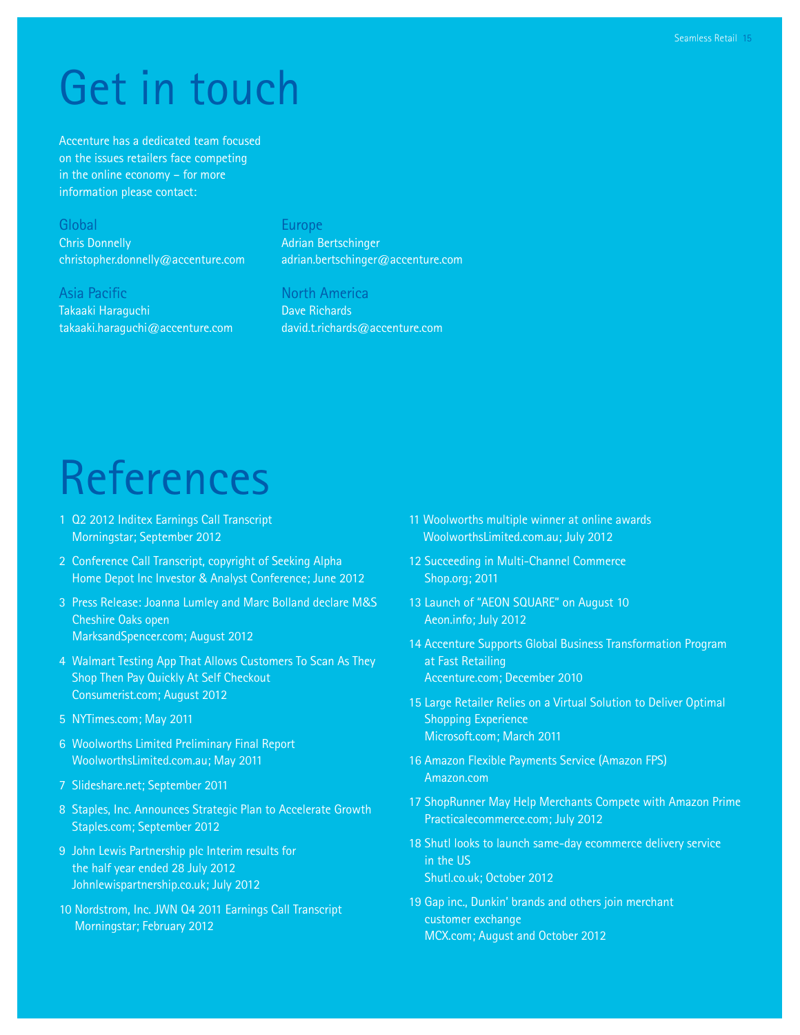# Get in touch

Accenture has a dedicated team focused on the issues retailers face competing in the online economy – for more information please contact:

**Global**
Chris Donnelly
christopher.donnelly@accenture.com

**Europe**
Adrian Bertschinger
adrian.bertschinger@accenture.com

**Asia Pacific**
Takaaki Haraguchi
takaaki.haraguchi@accenture.com

**North America**
Dave Richards
david.t.richards@accenture.com

# References

1. Q2 2012 Inditex Earnings Call Transcript
   Morningstar; September 2012
2. Conference Call Transcript, copyright of Seeking Alpha
   Home Depot Inc Investor & Analyst Conference; June 2012
3. Press Release: Joanna Lumley and Marc Bolland declare M&S Cheshire Oaks open
   MarksandSpencer.com; August 2012
4. Walmart Testing App That Allows Customers To Scan As They Shop Then Pay Quickly At Self Checkout
   Consumerist.com; August 2012
5. NYTimes.com; May 2011
6. Woolworths Limited Preliminary Final Report
   WoolworthsLimited.com.au; May 2011
7. Slideshare.net; September 2011
8. Staples, Inc. Announces Strategic Plan to Accelerate Growth
   Staples.com; September 2012
9. John Lewis Partnership plc Interim results for the half year ended 28 July 2012
   Johnlewispartnership.co.uk; July 2012
10. Nordstrom, Inc. JWN Q4 2011 Earnings Call Transcript
    Morningstar; February 2012
11. Woolworths multiple winner at online awards
    WoolworthsLimited.com.au; July 2012
12. Succeeding in Multi-Channel Commerce
    Shop.org; 2011
13. Launch of "AEON SQUARE" on August 10
    Aeon.info; July 2012
14. Accenture Supports Global Business Transformation Program at Fast Retailing
    Accenture.com; December 2010
15. Large Retailer Relies on a Virtual Solution to Deliver Optimal Shopping Experience
    Microsoft.com; March 2011
16. Amazon Flexible Payments Service (Amazon FPS)
    Amazon.com
17. ShopRunner May Help Merchants Compete with Amazon Prime
    Practicalecommerce.com; July 2012
18. Shutl looks to launch same-day ecommerce delivery service in the US
    Shutl.co.uk; October 2012
19. Gap inc., Dunkin' brands and others join merchant customer exchange
    MCX.com; August and October 2012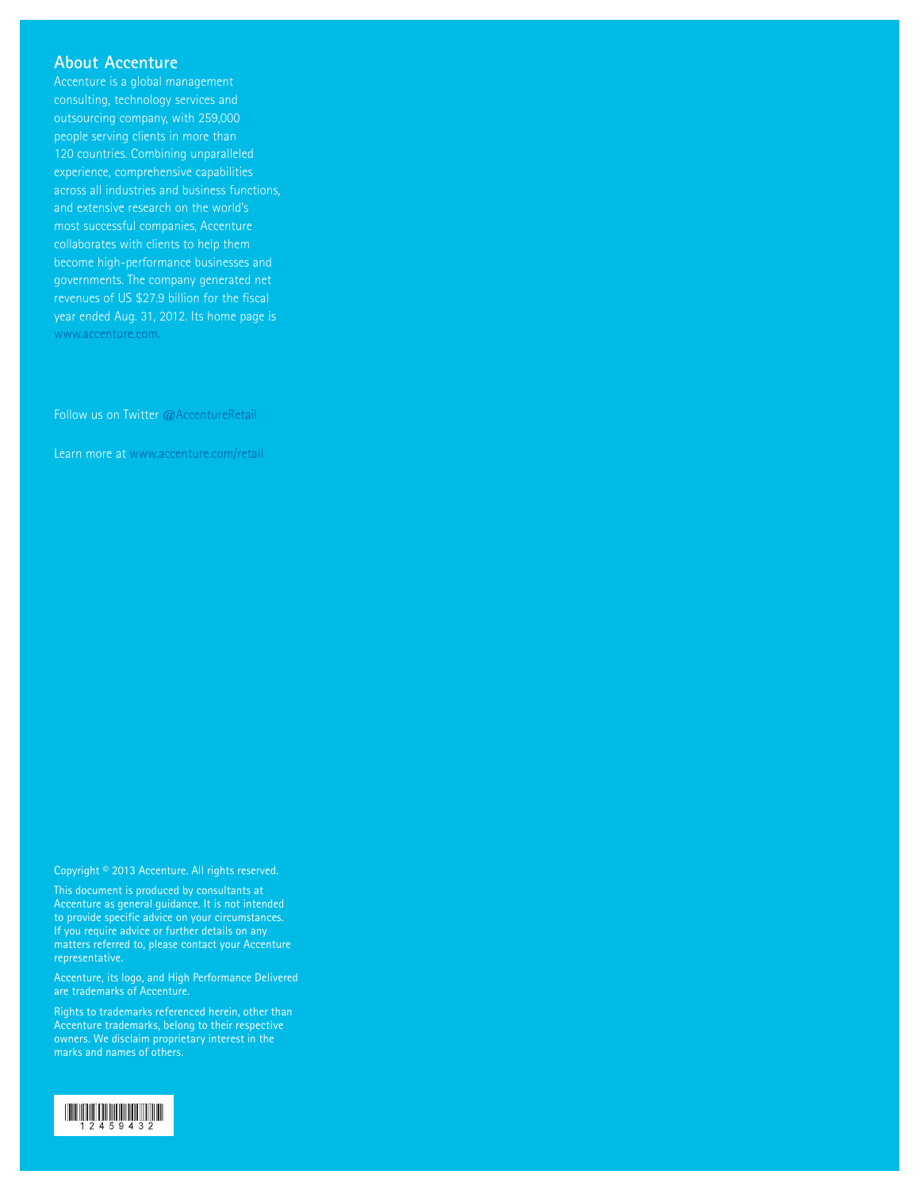## About Accenture

Accenture is a global management consulting, technology services and outsourcing company, with 259,000 people serving clients in more than 120 countries. Combining unparalleled experience, comprehensive capabilities across all industries and business functions, and extensive research on the world's most successful companies, Accenture collaborates with clients to help them become high-performance businesses and governments. The company generated net revenues of US $27.9 billion for the fiscal year ended Aug. 31, 2012. Its home page is www.accenture.com.

Follow us on Twitter @AccentureRetail

Learn more at www.accenture.com/retail

Copyright © 2013 Accenture. All rights reserved.

This document is produced by consultants at Accenture as general guidance. It is not intended to provide specific advice on your circumstances. If you require advice or further details on any matters referred to, please contact your Accenture representative.

Accenture, its logo, and High Performance Delivered are trademarks of Accenture.

Rights to trademarks referenced herein, other than Accenture trademarks, belong to their respective owners. We disclaim proprietary interest in the marks and names of others.

12459432